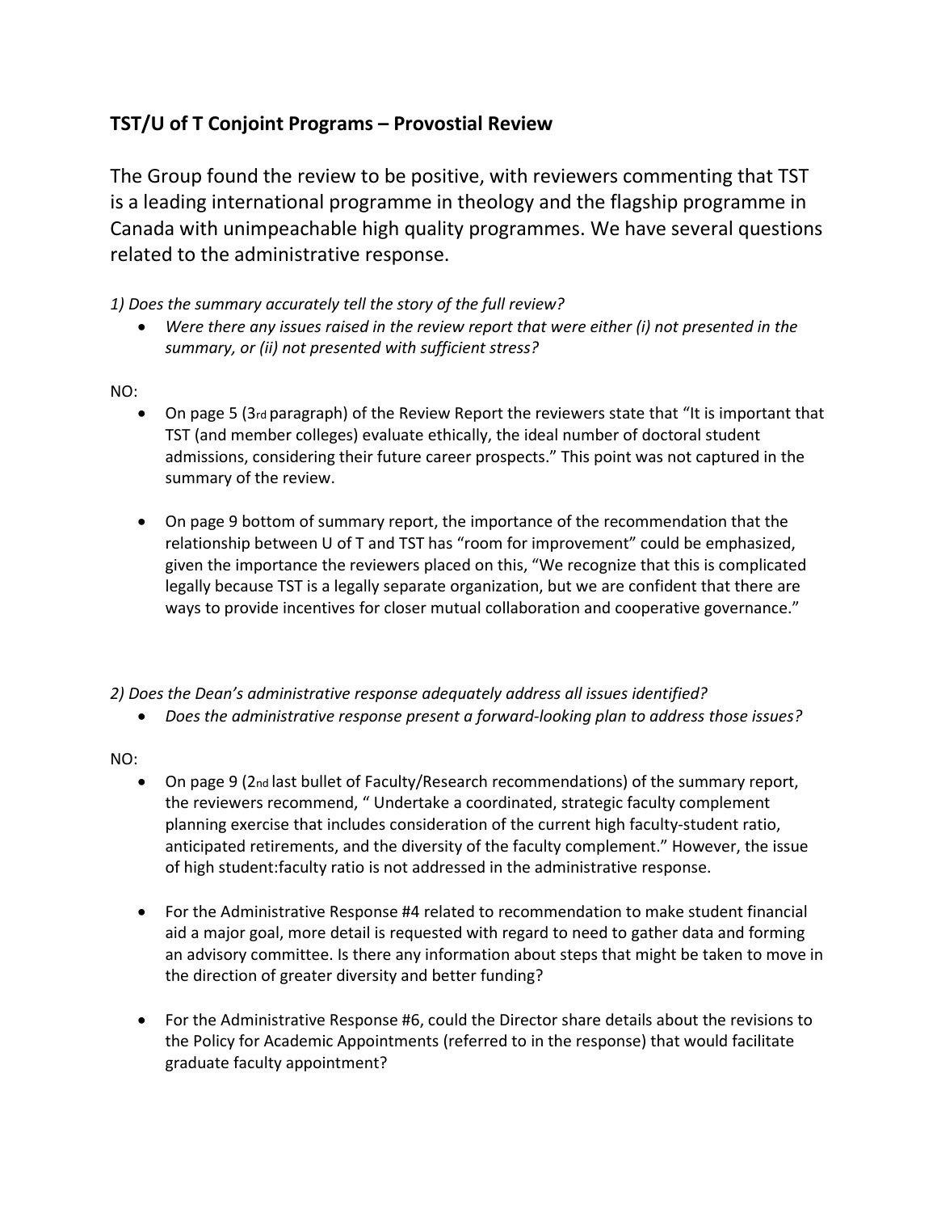## TST/U of T Conjoint Programs – Provostial Review

The Group found the review to be positive, with reviewers commenting that TST is a leading international programme in theology and the flagship programme in Canada with unimpeachable high quality programmes. We have several questions related to the administrative response.

*1) Does the summary accurately tell the story of the full review?*

- *Were there any issues raised in the review report that were either (i) not presented in the summary, or (ii) not presented with sufficient stress?*

NO:

- On page 5 (3rd paragraph) of the Review Report the reviewers state that "It is important that TST (and member colleges) evaluate ethically, the ideal number of doctoral student admissions, considering their future career prospects." This point was not captured in the summary of the review.

- On page 9 bottom of summary report, the importance of the recommendation that the relationship between U of T and TST has "room for improvement" could be emphasized, given the importance the reviewers placed on this, "We recognize that this is complicated legally because TST is a legally separate organization, but we are confident that there are ways to provide incentives for closer mutual collaboration and cooperative governance."

*2) Does the Dean's administrative response adequately address all issues identified?*

- *Does the administrative response present a forward-looking plan to address those issues?*

NO:

- On page 9 (2nd last bullet of Faculty/Research recommendations) of the summary report, the reviewers recommend, " Undertake a coordinated, strategic faculty complement planning exercise that includes consideration of the current high faculty-student ratio, anticipated retirements, and the diversity of the faculty complement." However, the issue of high student:faculty ratio is not addressed in the administrative response.

- For the Administrative Response #4 related to recommendation to make student financial aid a major goal, more detail is requested with regard to need to gather data and forming an advisory committee. Is there any information about steps that might be taken to move in the direction of greater diversity and better funding?

- For the Administrative Response #6, could the Director share details about the revisions to the Policy for Academic Appointments (referred to in the response) that would facilitate graduate faculty appointment?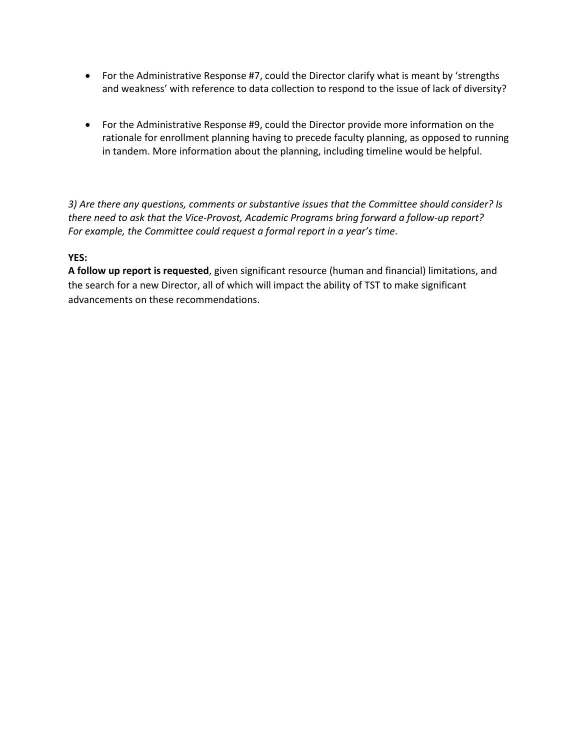- For the Administrative Response #7, could the Director clarify what is meant by 'strengths and weakness' with reference to data collection to respond to the issue of lack of diversity?

- For the Administrative Response #9, could the Director provide more information on the rationale for enrollment planning having to precede faculty planning, as opposed to running in tandem. More information about the planning, including timeline would be helpful.

*3) Are there any questions, comments or substantive issues that the Committee should consider? Is there need to ask that the Vice-Provost, Academic Programs bring forward a follow-up report? For example, the Committee could request a formal report in a year's time*.

**YES:**
**A follow up report is requested**, given significant resource (human and financial) limitations, and the search for a new Director, all of which will impact the ability of TST to make significant advancements on these recommendations.